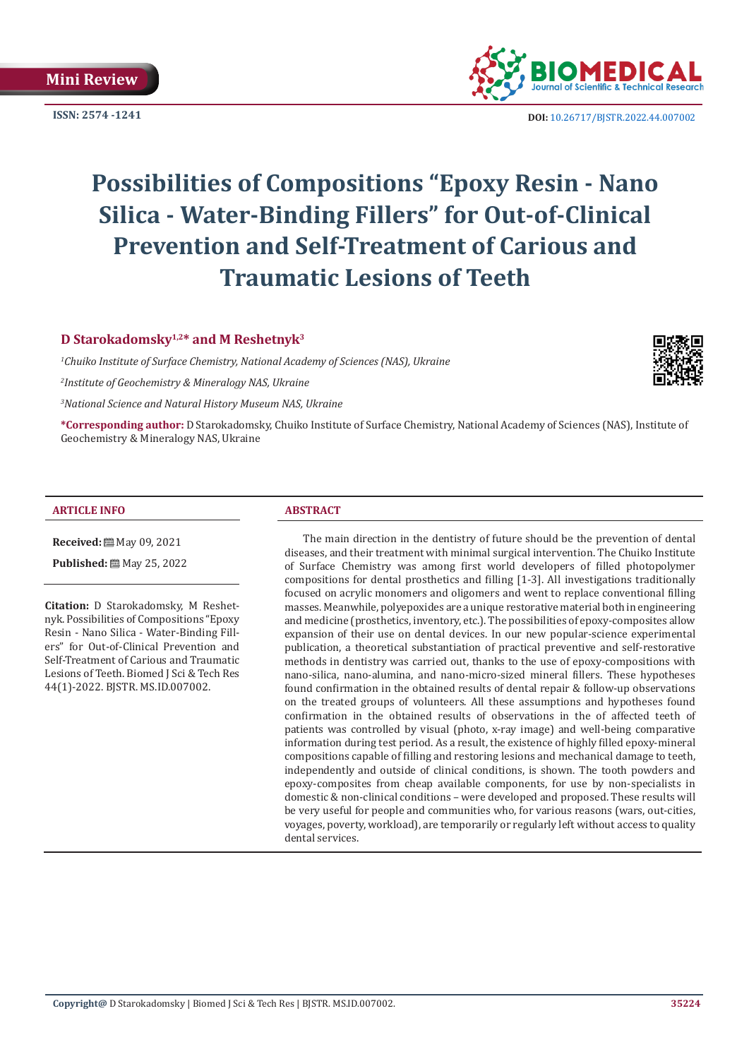Mini Review

ISSN: 2574 -1241

DOI: 10.26717/BJSTR.2022.44.007002

# Possibilities of Compositions "Epoxy Resin - Nano Silica - Water-Binding Fillers" for Out-of-Clinical Prevention and Self-Treatment of Carious and Traumatic Lesions of Teeth

**D Starokadomsky[1,2]\* and M Reshetnyk[3]**

[1]*Chuiko Institute of Surface Chemistry, National Academy of Sciences (NAS), Ukraine*

[2]*Institute of Geochemistry & Mineralogy NAS, Ukraine*

[3]*National Science and Natural History Museum NAS, Ukraine*

**\*Corresponding author:** D Starokadomsky, Chuiko Institute of Surface Chemistry, National Academy of Sciences (NAS), Institute of Geochemistry & Mineralogy NAS, Ukraine

## ARTICLE INFO

**Received:** May 09, 2021

**Published:** May 25, 2022

**Citation:** D Starokadomsky, M Reshetnyk. Possibilities of Compositions "Epoxy Resin - Nano Silica - Water-Binding Fillers" for Out-of-Clinical Prevention and Self-Treatment of Carious and Traumatic Lesions of Teeth. Biomed J Sci & Tech Res 44(1)-2022. BJSTR. MS.ID.007002.

## ABSTRACT

The main direction in the dentistry of future should be the prevention of dental diseases, and their treatment with minimal surgical intervention. The Chuiko Institute of Surface Chemistry was among first world developers of filled photopolymer compositions for dental prosthetics and filling [1-3]. All investigations traditionally focused on acrylic monomers and oligomers and went to replace conventional filling masses. Meanwhile, polyepoxides are a unique restorative material both in engineering and medicine (prosthetics, inventory, etc.). The possibilities of epoxy-composites allow expansion of their use on dental devices. In our new popular-science experimental publication, a theoretical substantiation of practical preventive and self-restorative methods in dentistry was carried out, thanks to the use of epoxy-compositions with nano-silica, nano-alumina, and nano-micro-sized mineral fillers. These hypotheses found confirmation in the obtained results of dental repair & follow-up observations on the treated groups of volunteers. All these assumptions and hypotheses found confirmation in the obtained results of observations in the of affected teeth of patients was controlled by visual (photo, x-ray image) and well-being comparative information during test period. As a result, the existence of highly filled epoxy-mineral compositions capable of filling and restoring lesions and mechanical damage to teeth, independently and outside of clinical conditions, is shown. The tooth powders and epoxy-composites from cheap available components, for use by non-specialists in domestic & non-clinical conditions – were developed and proposed. These results will be very useful for people and communities who, for various reasons (wars, out-cities, voyages, poverty, workload), are temporarily or regularly left without access to quality dental services.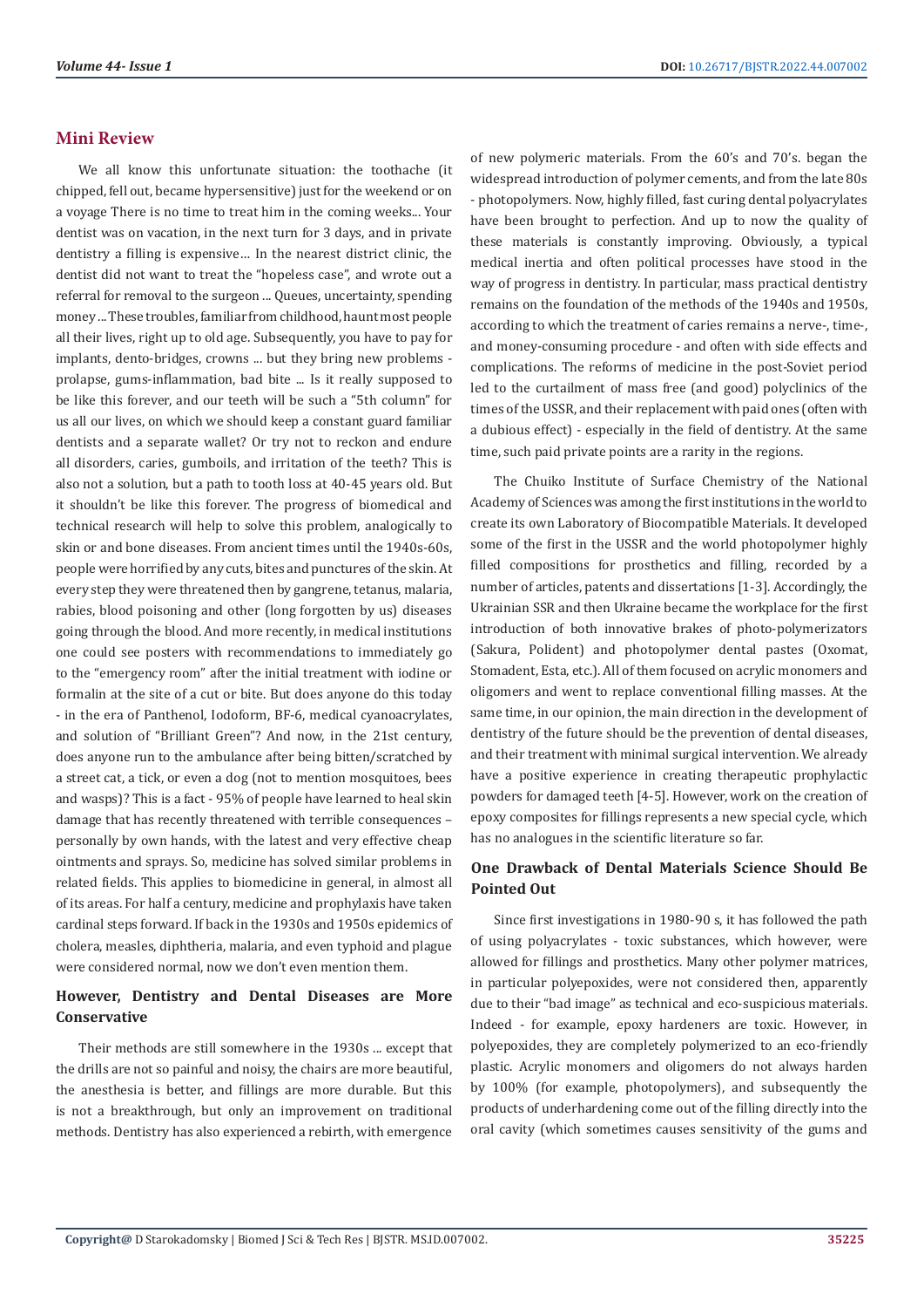## Mini Review

We all know this unfortunate situation: the toothache (it chipped, fell out, became hypersensitive) just for the weekend or on a voyage There is no time to treat him in the coming weeks... Your dentist was on vacation, in the next turn for 3 days, and in private dentistry a filling is expensive… In the nearest district clinic, the dentist did not want to treat the "hopeless case", and wrote out a referral for removal to the surgeon ... Queues, uncertainty, spending money ... These troubles, familiar from childhood, haunt most people all their lives, right up to old age. Subsequently, you have to pay for implants, dento-bridges, crowns ... but they bring new problems - prolapse, gums-inflammation, bad bite ... Is it really supposed to be like this forever, and our teeth will be such a "5th column" for us all our lives, on which we should keep a constant guard familiar dentists and a separate wallet? Or try not to reckon and endure all disorders, caries, gumboils, and irritation of the teeth? This is also not a solution, but a path to tooth loss at 40-45 years old. But it shouldn't be like this forever. The progress of biomedical and technical research will help to solve this problem, analogically to skin or and bone diseases. From ancient times until the 1940s-60s, people were horrified by any cuts, bites and punctures of the skin. At every step they were threatened then by gangrene, tetanus, malaria, rabies, blood poisoning and other (long forgotten by us) diseases going through the blood. And more recently, in medical institutions one could see posters with recommendations to immediately go to the "emergency room" after the initial treatment with iodine or formalin at the site of a cut or bite. But does anyone do this today - in the era of Panthenol, Iodoform, BF-6, medical cyanoacrylates, and solution of "Brilliant Green"? And now, in the 21st century, does anyone run to the ambulance after being bitten/scratched by a street cat, a tick, or even a dog (not to mention mosquitoes, bees and wasps)? This is a fact - 95% of people have learned to heal skin damage that has recently threatened with terrible consequences – personally by own hands, with the latest and very effective cheap ointments and sprays. So, medicine has solved similar problems in related fields. This applies to biomedicine in general, in almost all of its areas. For half a century, medicine and prophylaxis have taken cardinal steps forward. If back in the 1930s and 1950s epidemics of cholera, measles, diphtheria, malaria, and even typhoid and plague were considered normal, now we don't even mention them.

### However, Dentistry and Dental Diseases are More Conservative

Their methods are still somewhere in the 1930s ... except that the drills are not so painful and noisy, the chairs are more beautiful, the anesthesia is better, and fillings are more durable. But this is not a breakthrough, but only an improvement on traditional methods. Dentistry has also experienced a rebirth, with emergence of new polymeric materials. From the 60's and 70's. began the widespread introduction of polymer cements, and from the late 80s - photopolymers. Now, highly filled, fast curing dental polyacrylates have been brought to perfection. And up to now the quality of these materials is constantly improving. Obviously, a typical medical inertia and often political processes have stood in the way of progress in dentistry. In particular, mass practical dentistry remains on the foundation of the methods of the 1940s and 1950s, according to which the treatment of caries remains a nerve-, time-, and money-consuming procedure - and often with side effects and complications. The reforms of medicine in the post-Soviet period led to the curtailment of mass free (and good) polyclinics of the times of the USSR, and their replacement with paid ones (often with a dubious effect) - especially in the field of dentistry. At the same time, such paid private points are a rarity in the regions.

The Chuiko Institute of Surface Chemistry of the National Academy of Sciences was among the first institutions in the world to create its own Laboratory of Biocompatible Materials. It developed some of the first in the USSR and the world photopolymer highly filled compositions for prosthetics and filling, recorded by a number of articles, patents and dissertations [1-3]. Accordingly, the Ukrainian SSR and then Ukraine became the workplace for the first introduction of both innovative brakes of photo-polymerizators (Sakura, Polident) and photopolymer dental pastes (Oxomat, Stomadent, Esta, etc.). All of them focused on acrylic monomers and oligomers and went to replace conventional filling masses. At the same time, in our opinion, the main direction in the development of dentistry of the future should be the prevention of dental diseases, and their treatment with minimal surgical intervention. We already have a positive experience in creating therapeutic prophylactic powders for damaged teeth [4-5]. However, work on the creation of epoxy composites for fillings represents a new special cycle, which has no analogues in the scientific literature so far.

### One Drawback of Dental Materials Science Should Be Pointed Out

Since first investigations in 1980-90 s, it has followed the path of using polyacrylates - toxic substances, which however, were allowed for fillings and prosthetics. Many other polymer matrices, in particular polyepoxides, were not considered then, apparently due to their "bad image" as technical and eco-suspicious materials. Indeed - for example, epoxy hardeners are toxic. However, in polyepoxides, they are completely polymerized to an eco-friendly plastic. Acrylic monomers and oligomers do not always harden by 100% (for example, photopolymers), and subsequently the products of underhardening come out of the filling directly into the oral cavity (which sometimes causes sensitivity of the gums and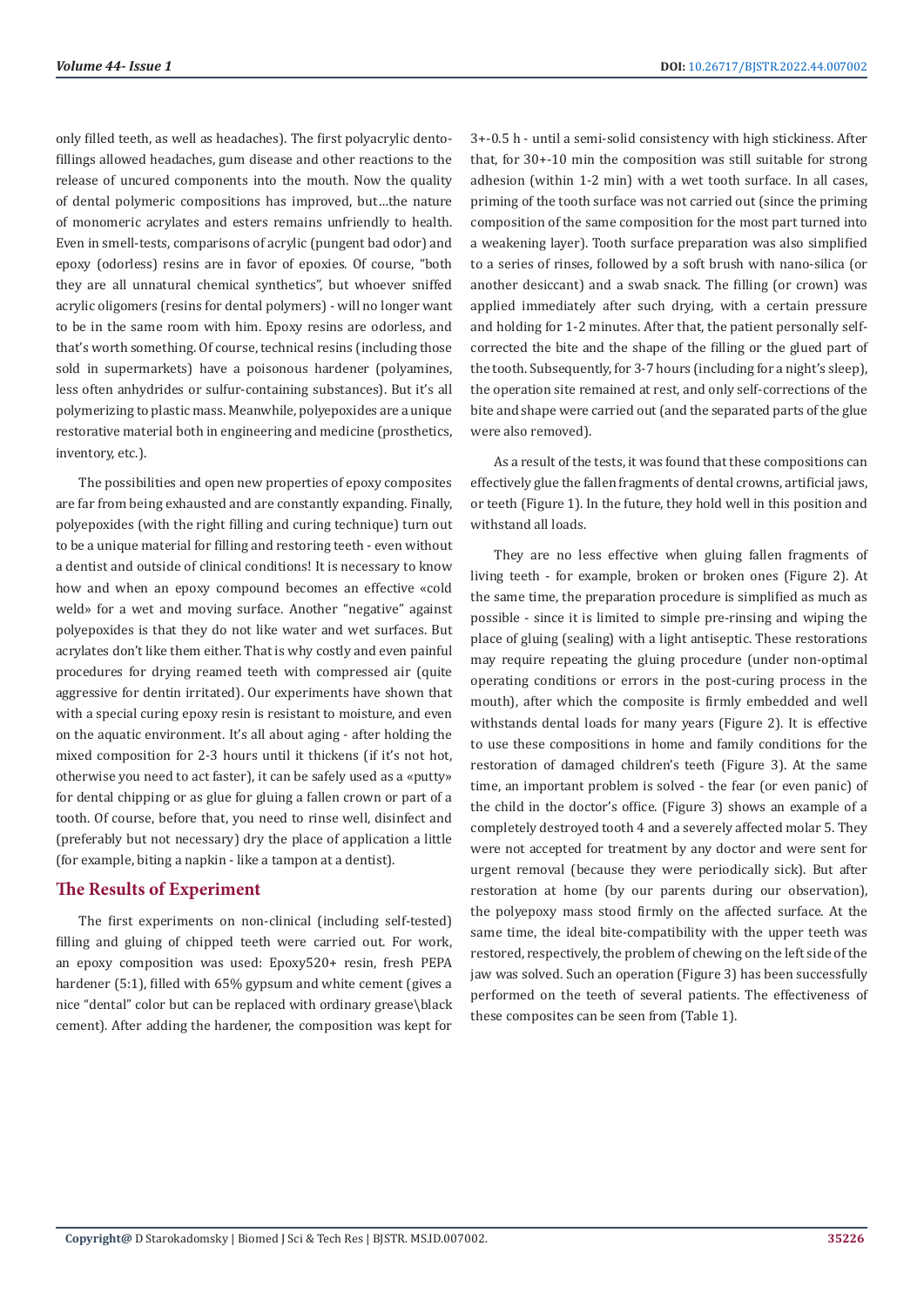only filled teeth, as well as headaches). The first polyacrylic dento-fillings allowed headaches, gum disease and other reactions to the release of uncured components into the mouth. Now the quality of dental polymeric compositions has improved, but…the nature of monomeric acrylates and esters remains unfriendly to health. Even in smell-tests, comparisons of acrylic (pungent bad odor) and epoxy (odorless) resins are in favor of epoxies. Of course, "both they are all unnatural chemical synthetics", but whoever sniffed acrylic oligomers (resins for dental polymers) - will no longer want to be in the same room with him. Epoxy resins are odorless, and that's worth something. Of course, technical resins (including those sold in supermarkets) have a poisonous hardener (polyamines, less often anhydrides or sulfur-containing substances). But it's all polymerizing to plastic mass. Meanwhile, polyepoxides are a unique restorative material both in engineering and medicine (prosthetics, inventory, etc.).

The possibilities and open new properties of epoxy composites are far from being exhausted and are constantly expanding. Finally, polyepoxides (with the right filling and curing technique) turn out to be a unique material for filling and restoring teeth - even without a dentist and outside of clinical conditions! It is necessary to know how and when an epoxy compound becomes an effective «cold weld» for a wet and moving surface. Another "negative" against polyepoxides is that they do not like water and wet surfaces. But acrylates don't like them either. That is why costly and even painful procedures for drying reamed teeth with compressed air (quite aggressive for dentin irritated). Our experiments have shown that with a special curing epoxy resin is resistant to moisture, and even on the aquatic environment. It's all about aging - after holding the mixed composition for 2-3 hours until it thickens (if it's not hot, otherwise you need to act faster), it can be safely used as a «putty» for dental chipping or as glue for gluing a fallen crown or part of a tooth. Of course, before that, you need to rinse well, disinfect and (preferably but not necessary) dry the place of application a little (for example, biting a napkin - like a tampon at a dentist).

## The Results of Experiment

The first experiments on non-clinical (including self-tested) filling and gluing of chipped teeth were carried out. For work, an epoxy composition was used: Epoxy520+ resin, fresh PEPA hardener (5:1), filled with 65% gypsum and white cement (gives a nice "dental" color but can be replaced with ordinary grease\black cement). After adding the hardener, the composition was kept for 3+-0.5 h - until a semi-solid consistency with high stickiness. After that, for 30+-10 min the composition was still suitable for strong adhesion (within 1-2 min) with a wet tooth surface. In all cases, priming of the tooth surface was not carried out (since the priming composition of the same composition for the most part turned into a weakening layer). Tooth surface preparation was also simplified to a series of rinses, followed by a soft brush with nano-silica (or another desiccant) and a swab snack. The filling (or crown) was applied immediately after such drying, with a certain pressure and holding for 1-2 minutes. After that, the patient personally self-corrected the bite and the shape of the filling or the glued part of the tooth. Subsequently, for 3-7 hours (including for a night's sleep), the operation site remained at rest, and only self-corrections of the bite and shape were carried out (and the separated parts of the glue were also removed).

As a result of the tests, it was found that these compositions can effectively glue the fallen fragments of dental crowns, artificial jaws, or teeth (Figure 1). In the future, they hold well in this position and withstand all loads.

They are no less effective when gluing fallen fragments of living teeth - for example, broken or broken ones (Figure 2). At the same time, the preparation procedure is simplified as much as possible - since it is limited to simple pre-rinsing and wiping the place of gluing (sealing) with a light antiseptic. These restorations may require repeating the gluing procedure (under non-optimal operating conditions or errors in the post-curing process in the mouth), after which the composite is firmly embedded and well withstands dental loads for many years (Figure 2). It is effective to use these compositions in home and family conditions for the restoration of damaged children's teeth (Figure 3). At the same time, an important problem is solved - the fear (or even panic) of the child in the doctor's office. (Figure 3) shows an example of a completely destroyed tooth 4 and a severely affected molar 5. They were not accepted for treatment by any doctor and were sent for urgent removal (because they were periodically sick). But after restoration at home (by our parents during our observation), the polyepoxy mass stood firmly on the affected surface. At the same time, the ideal bite-compatibility with the upper teeth was restored, respectively, the problem of chewing on the left side of the jaw was solved. Such an operation (Figure 3) has been successfully performed on the teeth of several patients. The effectiveness of these composites can be seen from (Table 1).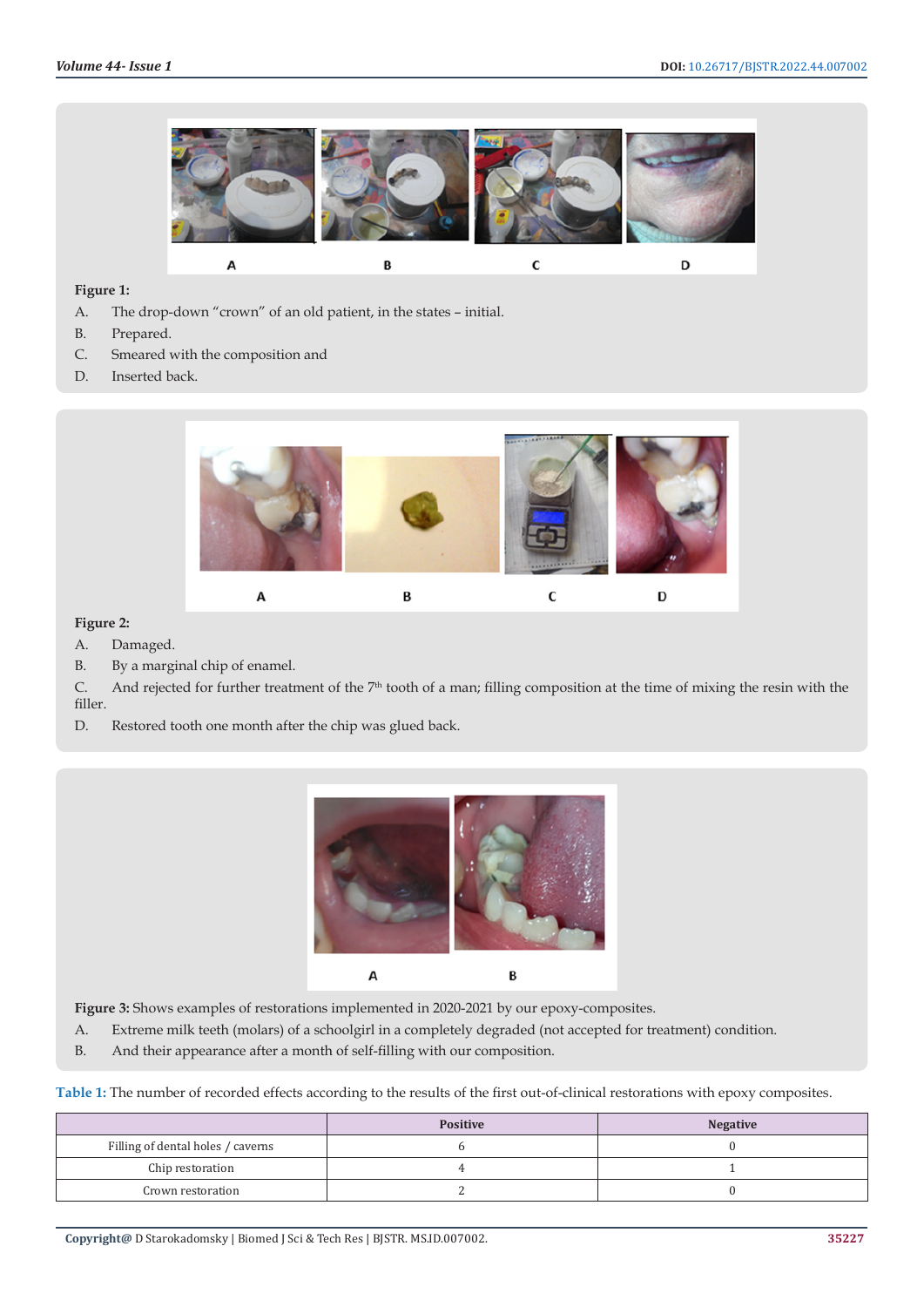**Figure 1:**

A. The drop-down "crown" of an old patient, in the states – initial.

B. Prepared.

C. Smeared with the composition and

D. Inserted back.

**Figure 2:**

A. Damaged.

B. By a marginal chip of enamel.

C. And rejected for further treatment of the 7th tooth of a man; filling composition at the time of mixing the resin with the filler.

D. Restored tooth one month after the chip was glued back.

**Figure 3:** Shows examples of restorations implemented in 2020-2021 by our epoxy-composites.

A. Extreme milk teeth (molars) of a schoolgirl in a completely degraded (not accepted for treatment) condition.

B. And their appearance after a month of self-filling with our composition.

**Table 1:** The number of recorded effects according to the results of the first out-of-clinical restorations with epoxy composites.

| | Positive | Negative |
|---|---|---|
| Filling of dental holes / caverns | 6 | 0 |
| Chip restoration | 4 | 1 |
| Crown restoration | 2 | 0 |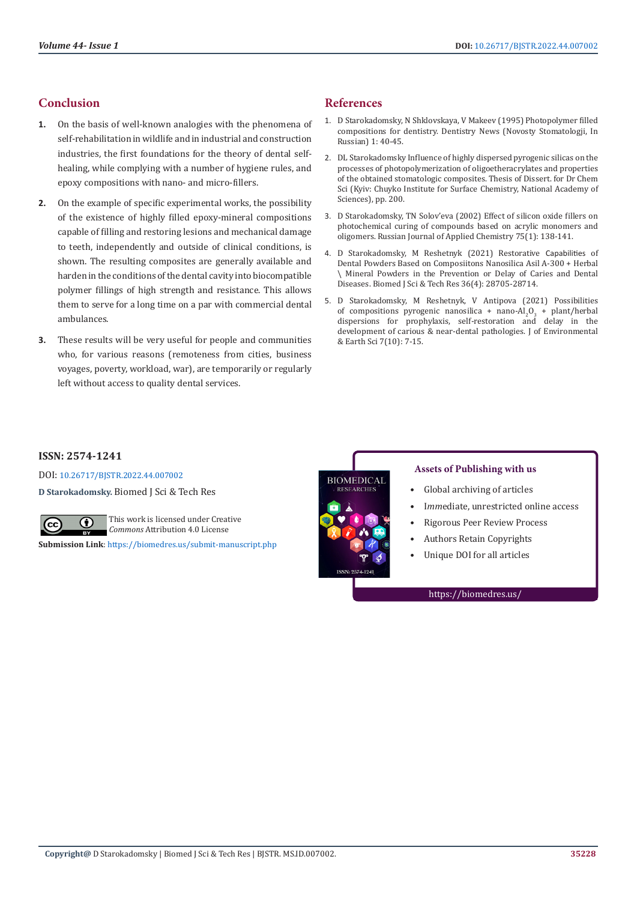## Conclusion

1. On the basis of well-known analogies with the phenomena of self-rehabilitation in wildlife and in industrial and construction industries, the first foundations for the theory of dental self-healing, while complying with a number of hygiene rules, and epoxy compositions with nano- and micro-fillers.

2. On the example of specific experimental works, the possibility of the existence of highly filled epoxy-mineral compositions capable of filling and restoring lesions and mechanical damage to teeth, independently and outside of clinical conditions, is shown. The resulting composites are generally available and harden in the conditions of the dental cavity into biocompatible polymer fillings of high strength and resistance. This allows them to serve for a long time on a par with commercial dental ambulances.

3. These results will be very useful for people and communities who, for various reasons (remoteness from cities, business voyages, poverty, workload, war), are temporarily or regularly left without access to quality dental services.

## References

1. D Starokadomsky, N Shklovskaya, V Makeev (1995) Photopolymer filled compositions for dentistry. Dentistry News (Novosty Stomatologji, In Russian) 1: 40-45.
2. DL Starokadomsky Influence of highly dispersed pyrogenic silicas on the processes of photopolymerization of oligoetheracrylates and properties of the obtained stomatologic composites. Thesis of Dissert. for Dr Chem Sci (Kyiv: Chuyko Institute for Surface Chemistry, National Academy of Sciences), pp. 200.
3. D Starokadomsky, TN Solov'eva (2002) Effect of silicon oxide fillers on photochemical curing of compounds based on acrylic monomers and oligomers. Russian Journal of Applied Chemistry 75(1): 138-141.
4. D Starokadomsky, M Reshetnyk (2021) Restorative Capabilities of Dental Powders Based on Composiitons Nanosilica Asil A-300 + Herbal \ Mineral Powders in the Prevention or Delay of Caries and Dental Diseases. Biomed J Sci & Tech Res 36(4): 28705-28714.
5. D Starokadomsky, M Reshetnyk, V Antipova (2021) Possibilities of compositions pyrogenic nanosilica + nano-$Al_2O_3$ + plant/herbal dispersions for prophylaxis, self-restoration and delay in the development of carious & near-dental pathologies. J of Environmental & Earth Sci 7(10): 7-15.

**ISSN: 2574-1241**

DOI: 10.26717/BJSTR.2022.44.007002

**D Starokadomsky.** Biomed J Sci & Tech Res

This work is licensed under Creative *Commons* Attribution 4.0 License

**Submission Link**: https://biomedres.us/submit-manuscript.php

**Assets of Publishing with us**

- Global archiving of articles
- Immediate, unrestricted online access
- Rigorous Peer Review Process
- Authors Retain Copyrights
- Unique DOI for all articles

https://biomedres.us/